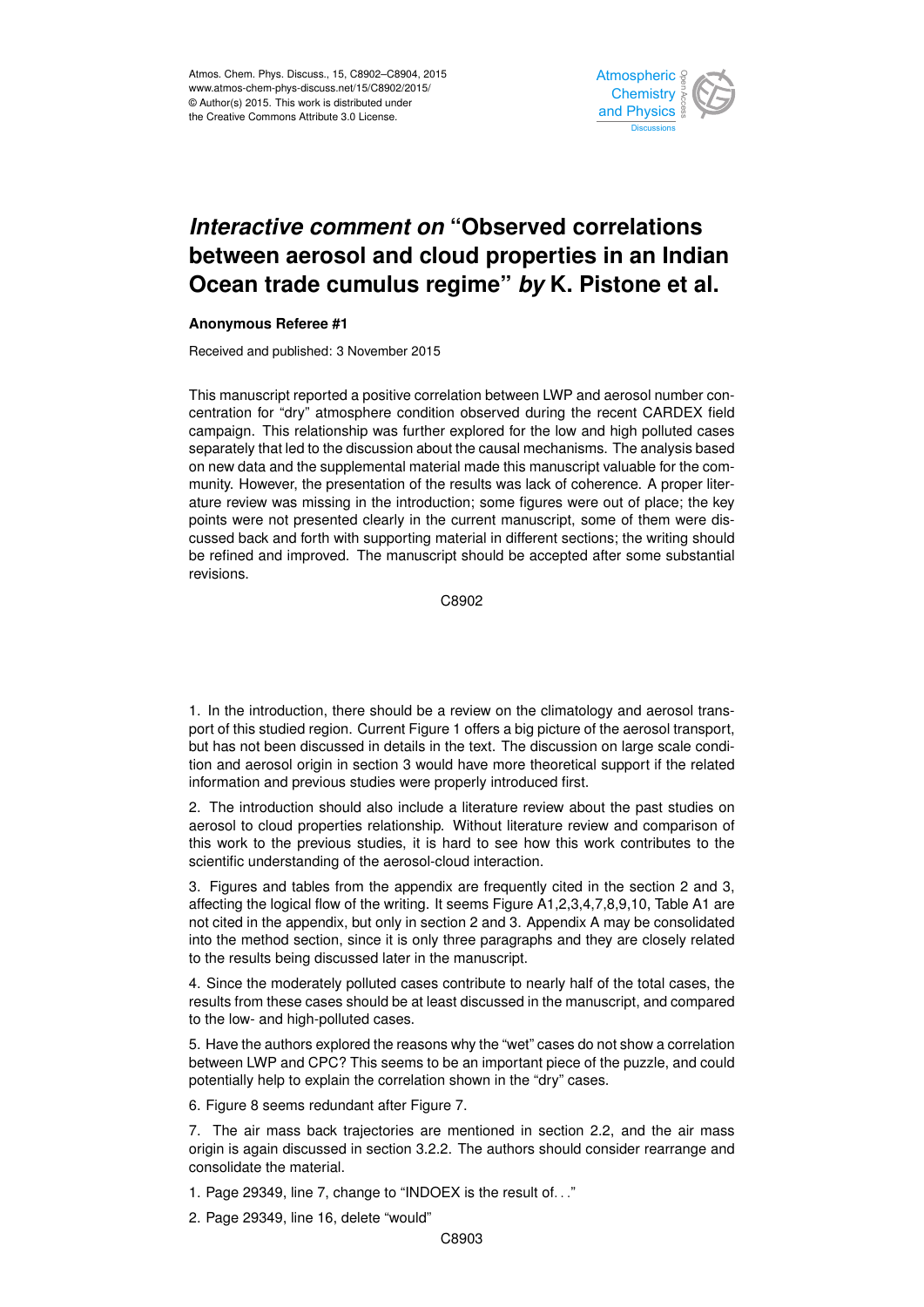# *Interactive comment on* "Observed correlations between aerosol and cloud properties in an Indian Ocean trade cumulus regime" *by* K. Pistone et al.

**Anonymous Referee #1**

Received and published: 3 November 2015

This manuscript reported a positive correlation between LWP and aerosol number concentration for "dry" atmosphere condition observed during the recent CARDEX field campaign. This relationship was further explored for the low and high polluted cases separately that led to the discussion about the causal mechanisms. The analysis based on new data and the supplemental material made this manuscript valuable for the community. However, the presentation of the results was lack of coherence. A proper literature review was missing in the introduction; some figures were out of place; the key points were not presented clearly in the current manuscript, some of them were discussed back and forth with supporting material in different sections; the writing should be refined and improved. The manuscript should be accepted after some substantial revisions.

1. In the introduction, there should be a review on the climatology and aerosol transport of this studied region. Current Figure 1 offers a big picture of the aerosol transport, but has not been discussed in details in the text. The discussion on large scale condition and aerosol origin in section 3 would have more theoretical support if the related information and previous studies were properly introduced first.

2. The introduction should also include a literature review about the past studies on aerosol to cloud properties relationship. Without literature review and comparison of this work to the previous studies, it is hard to see how this work contributes to the scientific understanding of the aerosol-cloud interaction.

3. Figures and tables from the appendix are frequently cited in the section 2 and 3, affecting the logical flow of the writing. It seems Figure A1,2,3,4,7,8,9,10, Table A1 are not cited in the appendix, but only in section 2 and 3. Appendix A may be consolidated into the method section, since it is only three paragraphs and they are closely related to the results being discussed later in the manuscript.

4. Since the moderately polluted cases contribute to nearly half of the total cases, the results from these cases should be at least discussed in the manuscript, and compared to the low- and high-polluted cases.

5. Have the authors explored the reasons why the "wet" cases do not show a correlation between LWP and CPC? This seems to be an important piece of the puzzle, and could potentially help to explain the correlation shown in the "dry" cases.

6. Figure 8 seems redundant after Figure 7.

7. The air mass back trajectories are mentioned in section 2.2, and the air mass origin is again discussed in section 3.2.2. The authors should consider rearrange and consolidate the material.

1. Page 29349, line 7, change to "INDOEX is the result of..."

2. Page 29349, line 16, delete "would"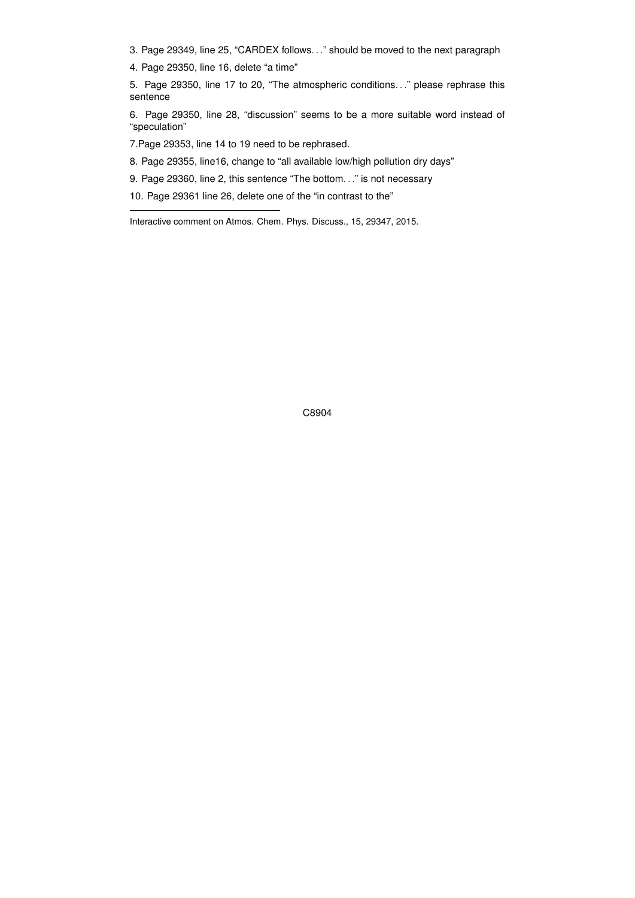3. Page 29349, line 25, “CARDEX follows…” should be moved to the next paragraph

4. Page 29350, line 16, delete “a time”

5. Page 29350, line 17 to 20, “The atmospheric conditions…” please rephrase this sentence

6. Page 29350, line 28, “discussion” seems to be a more suitable word instead of “speculation”

7.Page 29353, line 14 to 19 need to be rephrased.

8. Page 29355, line16, change to “all available low/high pollution dry days”

9. Page 29360, line 2, this sentence “The bottom…” is not necessary

10. Page 29361 line 26, delete one of the “in contrast to the”

---

Interactive comment on Atmos. Chem. Phys. Discuss., 15, 29347, 2015.